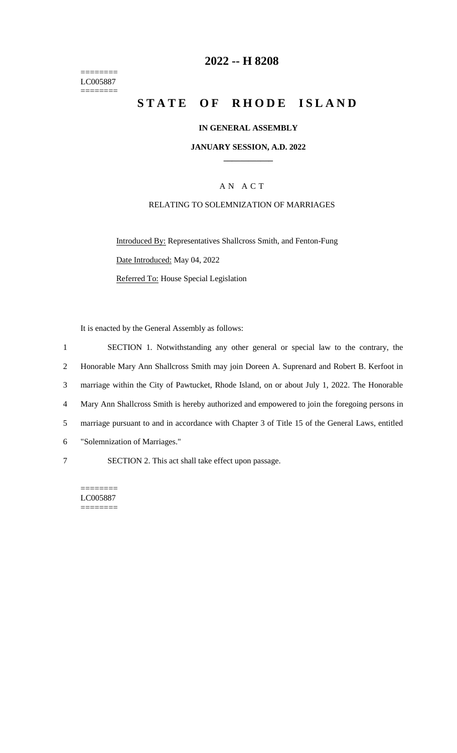========
LC005887
========

# 2022 -- H 8208

# STATE OF RHODE ISLAND

**IN GENERAL ASSEMBLY**

**JANUARY SESSION, A.D. 2022**

____________

A N A C T

RELATING TO SOLEMNIZATION OF MARRIAGES

Introduced By: Representatives Shallcross Smith, and Fenton-Fung

Date Introduced: May 04, 2022

Referred To: House Special Legislation

It is enacted by the General Assembly as follows:

1 SECTION 1. Notwithstanding any other general or special law to the contrary, the
2 Honorable Mary Ann Shallcross Smith may join Doreen A. Suprenard and Robert B. Kerfoot in
3 marriage within the City of Pawtucket, Rhode Island, on or about July 1, 2022. The Honorable
4 Mary Ann Shallcross Smith is hereby authorized and empowered to join the foregoing persons in
5 marriage pursuant to and in accordance with Chapter 3 of Title 15 of the General Laws, entitled
6 "Solemnization of Marriages."

7 SECTION 2. This act shall take effect upon passage.

========
LC005887
========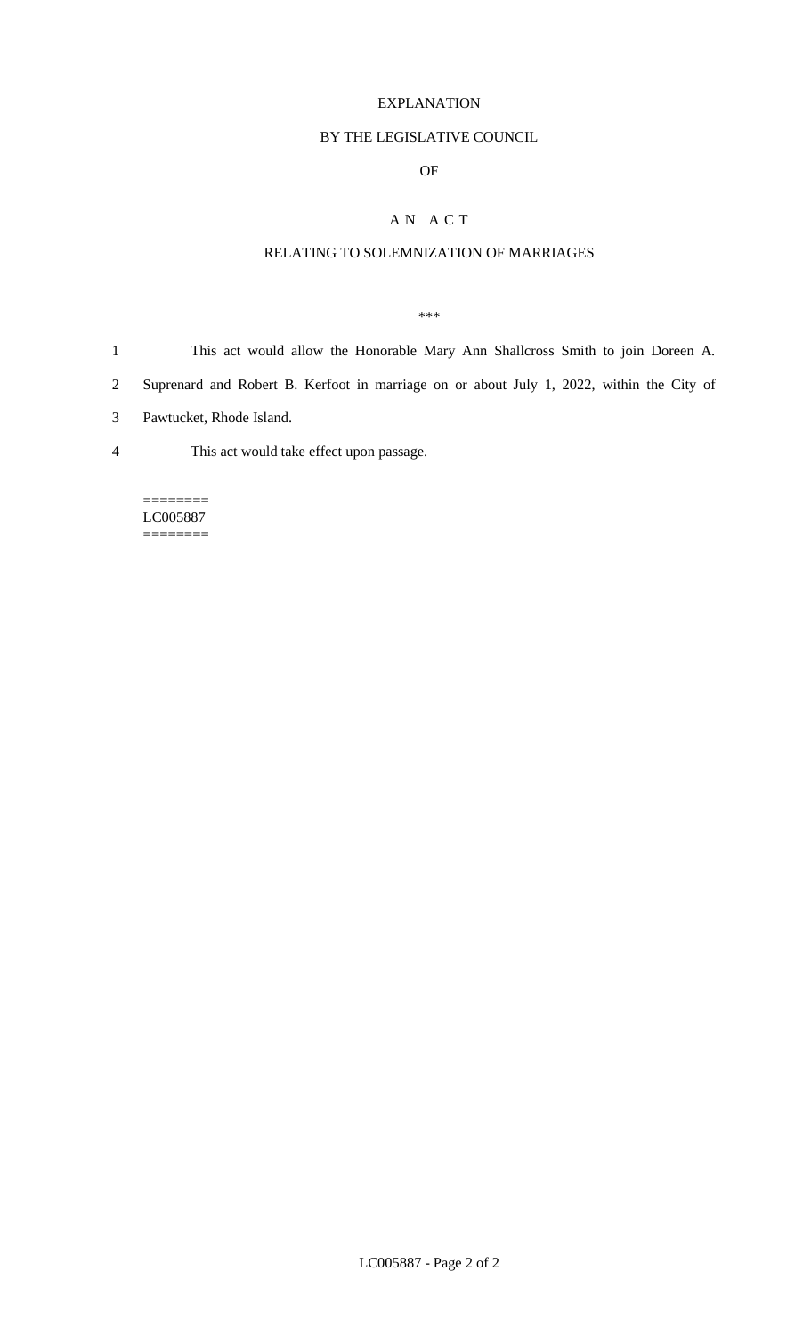EXPLANATION

BY THE LEGISLATIVE COUNCIL

OF

A N A C T

RELATING TO SOLEMNIZATION OF MARRIAGES

\*\*\*

This act would allow the Honorable Mary Ann Shallcross Smith to join Doreen A. Suprenard and Robert B. Kerfoot in marriage on or about July 1, 2022, within the City of Pawtucket, Rhode Island.

This act would take effect upon passage.

========
LC005887
========